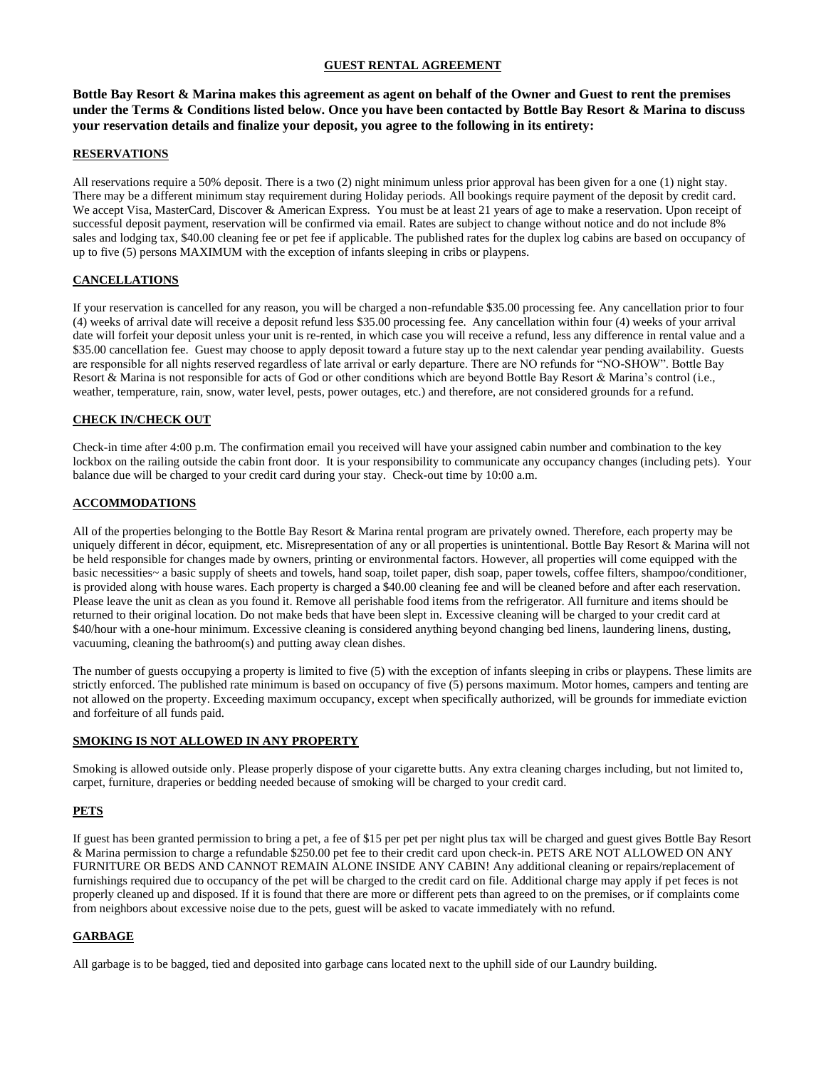# GUEST RENTAL AGREEMENT

**Bottle Bay Resort & Marina makes this agreement as agent on behalf of the Owner and Guest to rent the premises under the Terms & Conditions listed below. Once you have been contacted by Bottle Bay Resort & Marina to discuss your reservation details and finalize your deposit, you agree to the following in its entirety:**

## RESERVATIONS

All reservations require a 50% deposit. There is a two (2) night minimum unless prior approval has been given for a one (1) night stay. There may be a different minimum stay requirement during Holiday periods. All bookings require payment of the deposit by credit card. We accept Visa, MasterCard, Discover & American Express. You must be at least 21 years of age to make a reservation. Upon receipt of successful deposit payment, reservation will be confirmed via email. Rates are subject to change without notice and do not include 8% sales and lodging tax, $40.00 cleaning fee or pet fee if applicable. The published rates for the duplex log cabins are based on occupancy of up to five (5) persons MAXIMUM with the exception of infants sleeping in cribs or playpens.

## CANCELLATIONS

If your reservation is cancelled for any reason, you will be charged a non-refundable $35.00 processing fee. Any cancellation prior to four (4) weeks of arrival date will receive a deposit refund less $35.00 processing fee. Any cancellation within four (4) weeks of your arrival date will forfeit your deposit unless your unit is re-rented, in which case you will receive a refund, less any difference in rental value and a $35.00 cancellation fee. Guest may choose to apply deposit toward a future stay up to the next calendar year pending availability. Guests are responsible for all nights reserved regardless of late arrival or early departure. There are NO refunds for "NO-SHOW". Bottle Bay Resort & Marina is not responsible for acts of God or other conditions which are beyond Bottle Bay Resort & Marina's control (i.e., weather, temperature, rain, snow, water level, pests, power outages, etc.) and therefore, are not considered grounds for a refund.

## CHECK IN/CHECK OUT

Check-in time after 4:00 p.m. The confirmation email you received will have your assigned cabin number and combination to the key lockbox on the railing outside the cabin front door. It is your responsibility to communicate any occupancy changes (including pets). Your balance due will be charged to your credit card during your stay. Check-out time by 10:00 a.m.

## ACCOMMODATIONS

All of the properties belonging to the Bottle Bay Resort & Marina rental program are privately owned. Therefore, each property may be uniquely different in décor, equipment, etc. Misrepresentation of any or all properties is unintentional. Bottle Bay Resort & Marina will not be held responsible for changes made by owners, printing or environmental factors. However, all properties will come equipped with the basic necessities~ a basic supply of sheets and towels, hand soap, toilet paper, dish soap, paper towels, coffee filters, shampoo/conditioner, is provided along with house wares. Each property is charged a $40.00 cleaning fee and will be cleaned before and after each reservation. Please leave the unit as clean as you found it. Remove all perishable food items from the refrigerator. All furniture and items should be returned to their original location. Do not make beds that have been slept in. Excessive cleaning will be charged to your credit card at $40/hour with a one-hour minimum. Excessive cleaning is considered anything beyond changing bed linens, laundering linens, dusting, vacuuming, cleaning the bathroom(s) and putting away clean dishes.

The number of guests occupying a property is limited to five (5) with the exception of infants sleeping in cribs or playpens. These limits are strictly enforced. The published rate minimum is based on occupancy of five (5) persons maximum. Motor homes, campers and tenting are not allowed on the property. Exceeding maximum occupancy, except when specifically authorized, will be grounds for immediate eviction and forfeiture of all funds paid.

## SMOKING IS NOT ALLOWED IN ANY PROPERTY

Smoking is allowed outside only. Please properly dispose of your cigarette butts. Any extra cleaning charges including, but not limited to, carpet, furniture, draperies or bedding needed because of smoking will be charged to your credit card.

## PETS

If guest has been granted permission to bring a pet, a fee of $15 per pet per night plus tax will be charged and guest gives Bottle Bay Resort & Marina permission to charge a refundable $250.00 pet fee to their credit card upon check-in. PETS ARE NOT ALLOWED ON ANY FURNITURE OR BEDS AND CANNOT REMAIN ALONE INSIDE ANY CABIN! Any additional cleaning or repairs/replacement of furnishings required due to occupancy of the pet will be charged to the credit card on file. Additional charge may apply if pet feces is not properly cleaned up and disposed. If it is found that there are more or different pets than agreed to on the premises, or if complaints come from neighbors about excessive noise due to the pets, guest will be asked to vacate immediately with no refund.

## GARBAGE

All garbage is to be bagged, tied and deposited into garbage cans located next to the uphill side of our Laundry building.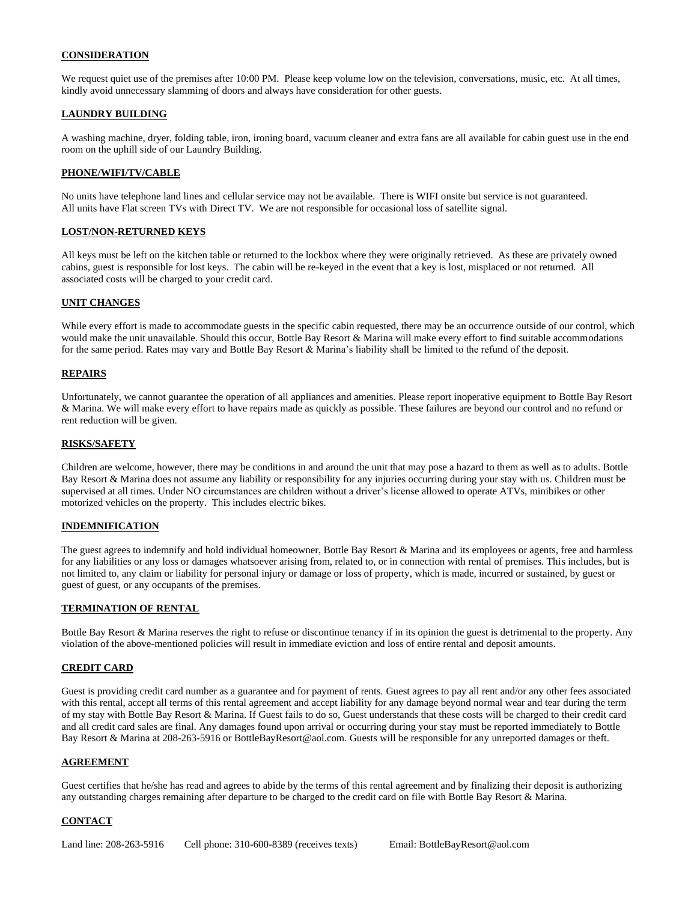**CONSIDERATION**

We request quiet use of the premises after 10:00 PM. Please keep volume low on the television, conversations, music, etc. At all times, kindly avoid unnecessary slamming of doors and always have consideration for other guests.

**LAUNDRY BUILDING**

A washing machine, dryer, folding table, iron, ironing board, vacuum cleaner and extra fans are all available for cabin guest use in the end room on the uphill side of our Laundry Building.

**PHONE/WIFI/TV/CABLE**

No units have telephone land lines and cellular service may not be available. There is WIFI onsite but service is not guaranteed.
All units have Flat screen TVs with Direct TV. We are not responsible for occasional loss of satellite signal.

**LOST/NON-RETURNED KEYS**

All keys must be left on the kitchen table or returned to the lockbox where they were originally retrieved. As these are privately owned cabins, guest is responsible for lost keys. The cabin will be re-keyed in the event that a key is lost, misplaced or not returned. All associated costs will be charged to your credit card.

**UNIT CHANGES**

While every effort is made to accommodate guests in the specific cabin requested, there may be an occurrence outside of our control, which would make the unit unavailable. Should this occur, Bottle Bay Resort & Marina will make every effort to find suitable accommodations for the same period. Rates may vary and Bottle Bay Resort & Marina's liability shall be limited to the refund of the deposit.

**REPAIRS**

Unfortunately, we cannot guarantee the operation of all appliances and amenities. Please report inoperative equipment to Bottle Bay Resort & Marina. We will make every effort to have repairs made as quickly as possible. These failures are beyond our control and no refund or rent reduction will be given.

**RISKS/SAFETY**

Children are welcome, however, there may be conditions in and around the unit that may pose a hazard to them as well as to adults. Bottle Bay Resort & Marina does not assume any liability or responsibility for any injuries occurring during your stay with us. Children must be supervised at all times. Under NO circumstances are children without a driver's license allowed to operate ATVs, minibikes or other motorized vehicles on the property. This includes electric bikes.

**INDEMNIFICATION**

The guest agrees to indemnify and hold individual homeowner, Bottle Bay Resort & Marina and its employees or agents, free and harmless for any liabilities or any loss or damages whatsoever arising from, related to, or in connection with rental of premises. This includes, but is not limited to, any claim or liability for personal injury or damage or loss of property, which is made, incurred or sustained, by guest or guest of guest, or any occupants of the premises.

**TERMINATION OF RENTAL**

Bottle Bay Resort & Marina reserves the right to refuse or discontinue tenancy if in its opinion the guest is detrimental to the property. Any violation of the above-mentioned policies will result in immediate eviction and loss of entire rental and deposit amounts.

**CREDIT CARD**

Guest is providing credit card number as a guarantee and for payment of rents. Guest agrees to pay all rent and/or any other fees associated with this rental, accept all terms of this rental agreement and accept liability for any damage beyond normal wear and tear during the term of my stay with Bottle Bay Resort & Marina. If Guest fails to do so, Guest understands that these costs will be charged to their credit card and all credit card sales are final. Any damages found upon arrival or occurring during your stay must be reported immediately to Bottle Bay Resort & Marina at 208-263-5916 or BottleBayResort@aol.com. Guests will be responsible for any unreported damages or theft.

**AGREEMENT**

Guest certifies that he/she has read and agrees to abide by the terms of this rental agreement and by finalizing their deposit is authorizing any outstanding charges remaining after departure to be charged to the credit card on file with Bottle Bay Resort & Marina.

**CONTACT**

Land line: 208-263-5916 Cell phone: 310-600-8389 (receives texts) Email: BottleBayResort@aol.com